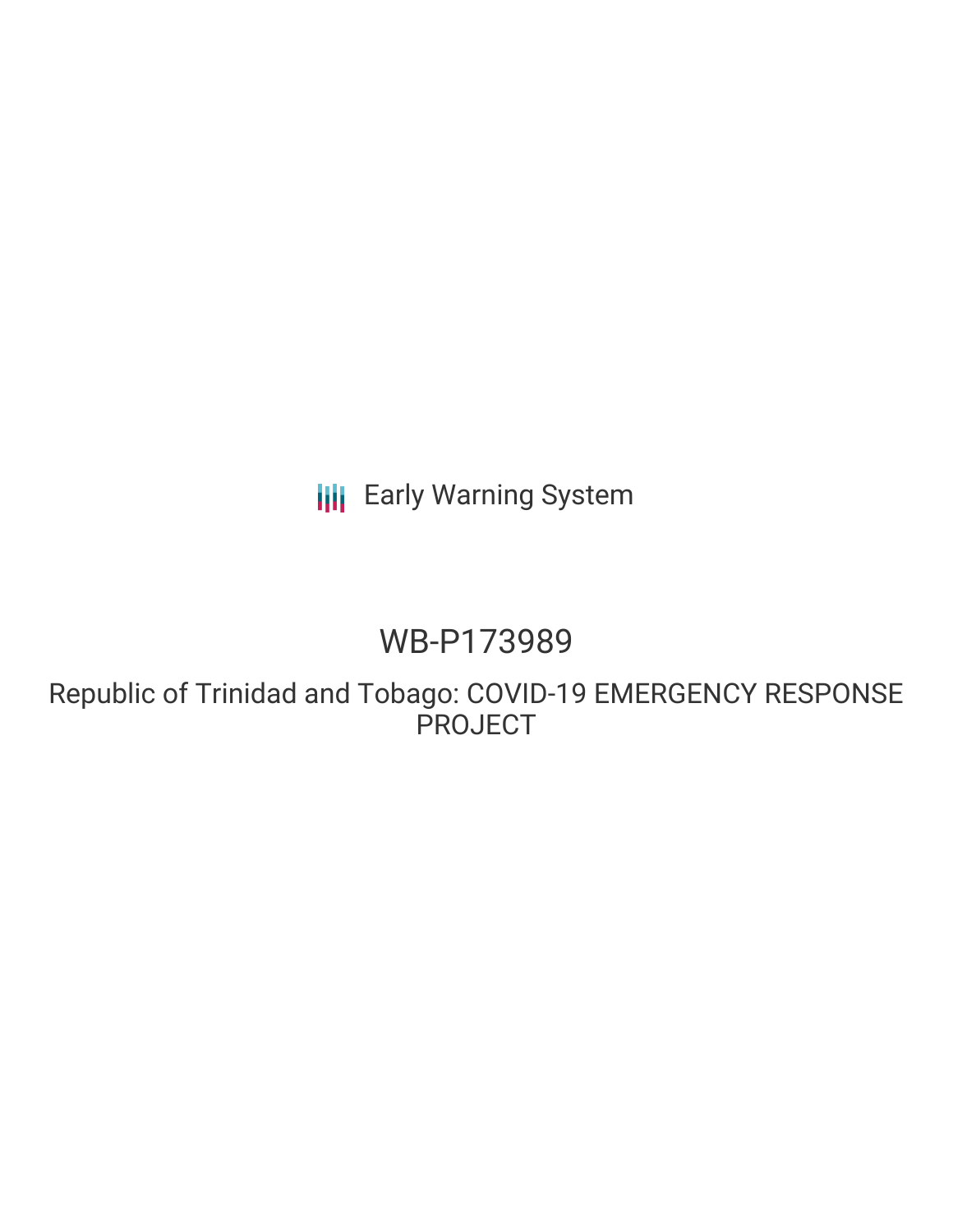Early Warning System

# WB-P173989

## Republic of Trinidad and Tobago: COVID-19 EMERGENCY RESPONSE PROJECT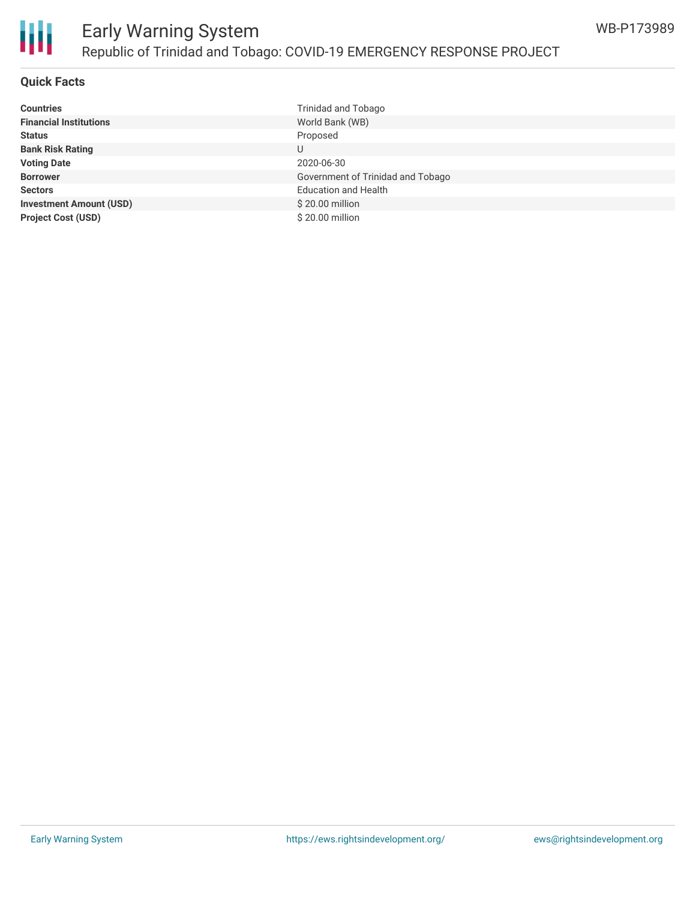## Quick Facts

| | |
|---|---|
| **Countries** | Trinidad and Tobago |
| **Financial Institutions** | World Bank (WB) |
| **Status** | Proposed |
| **Bank Risk Rating** | U |
| **Voting Date** | 2020-06-30 |
| **Borrower** | Government of Trinidad and Tobago |
| **Sectors** | Education and Health |
| **Investment Amount (USD)** | $ 20.00 million |
| **Project Cost (USD)** | $ 20.00 million |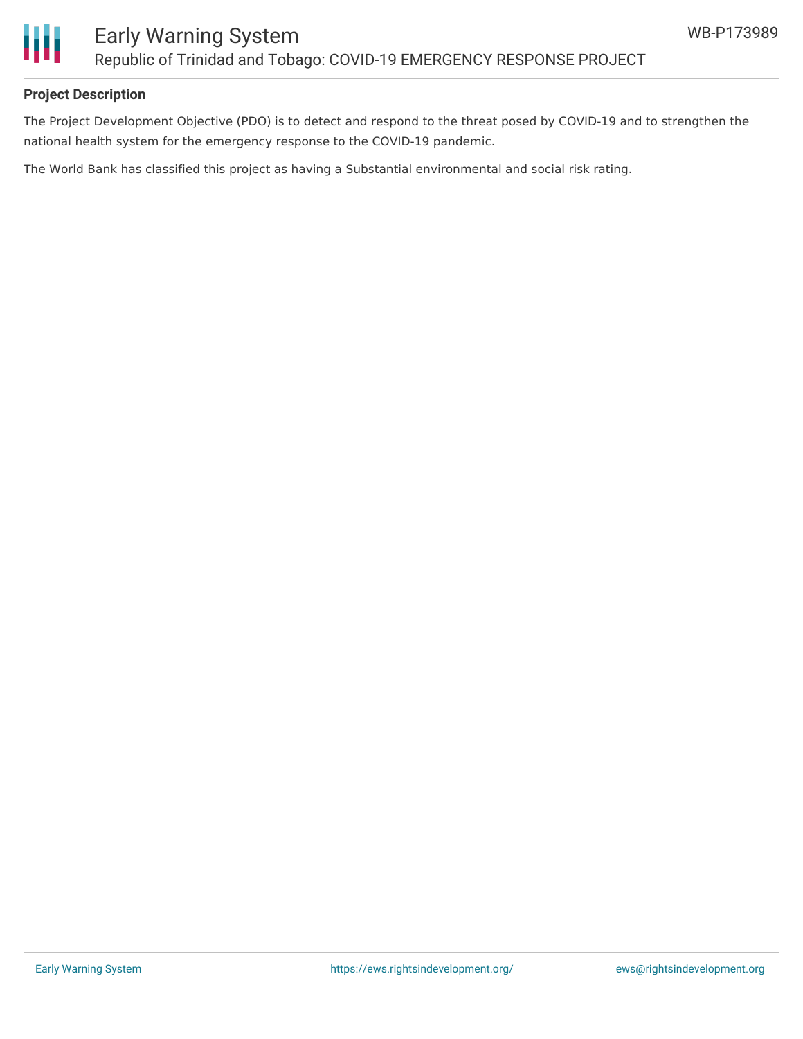**Project Description**

The Project Development Objective (PDO) is to detect and respond to the threat posed by COVID-19 and to strengthen the national health system for the emergency response to the COVID-19 pandemic.

The World Bank has classified this project as having a Substantial environmental and social risk rating.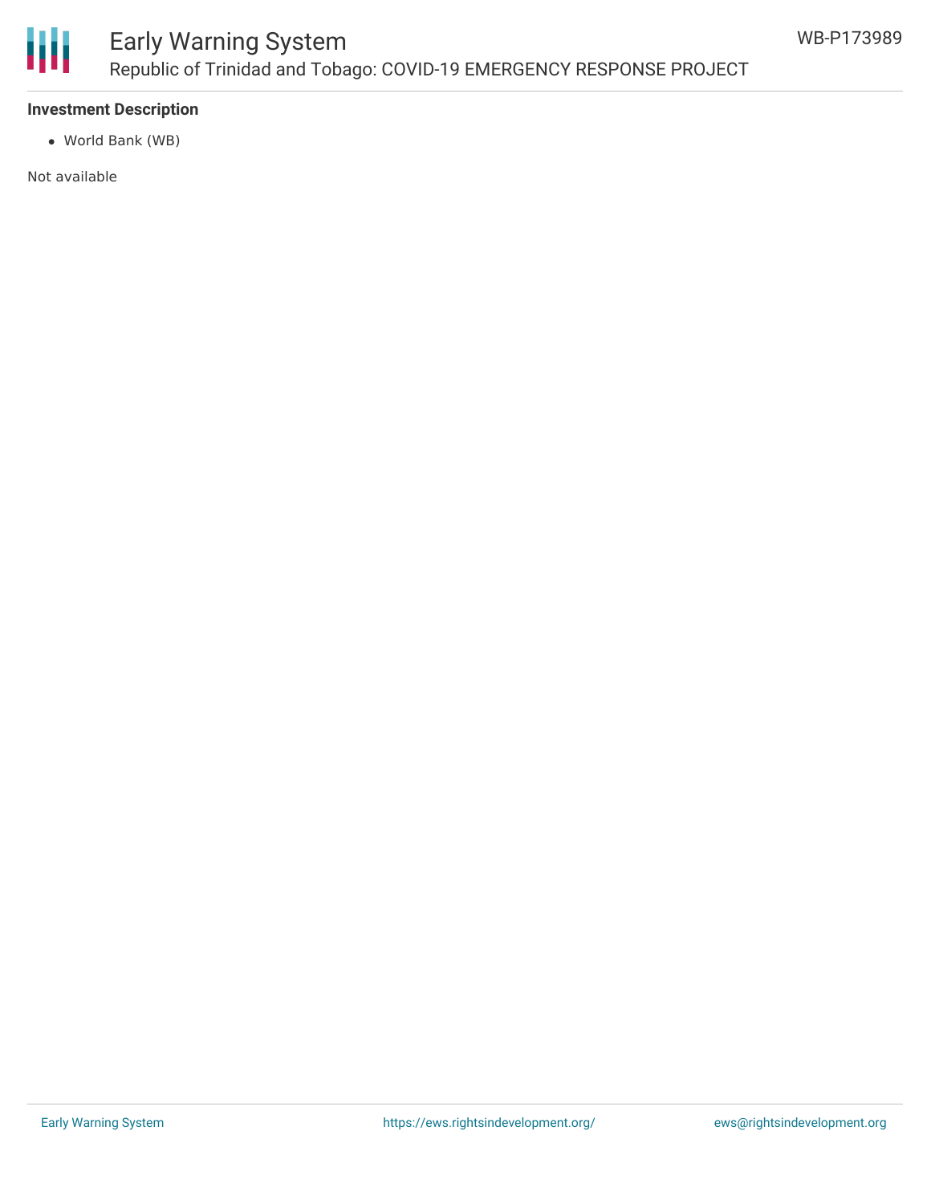**Investment Description**

- World Bank (WB)

Not available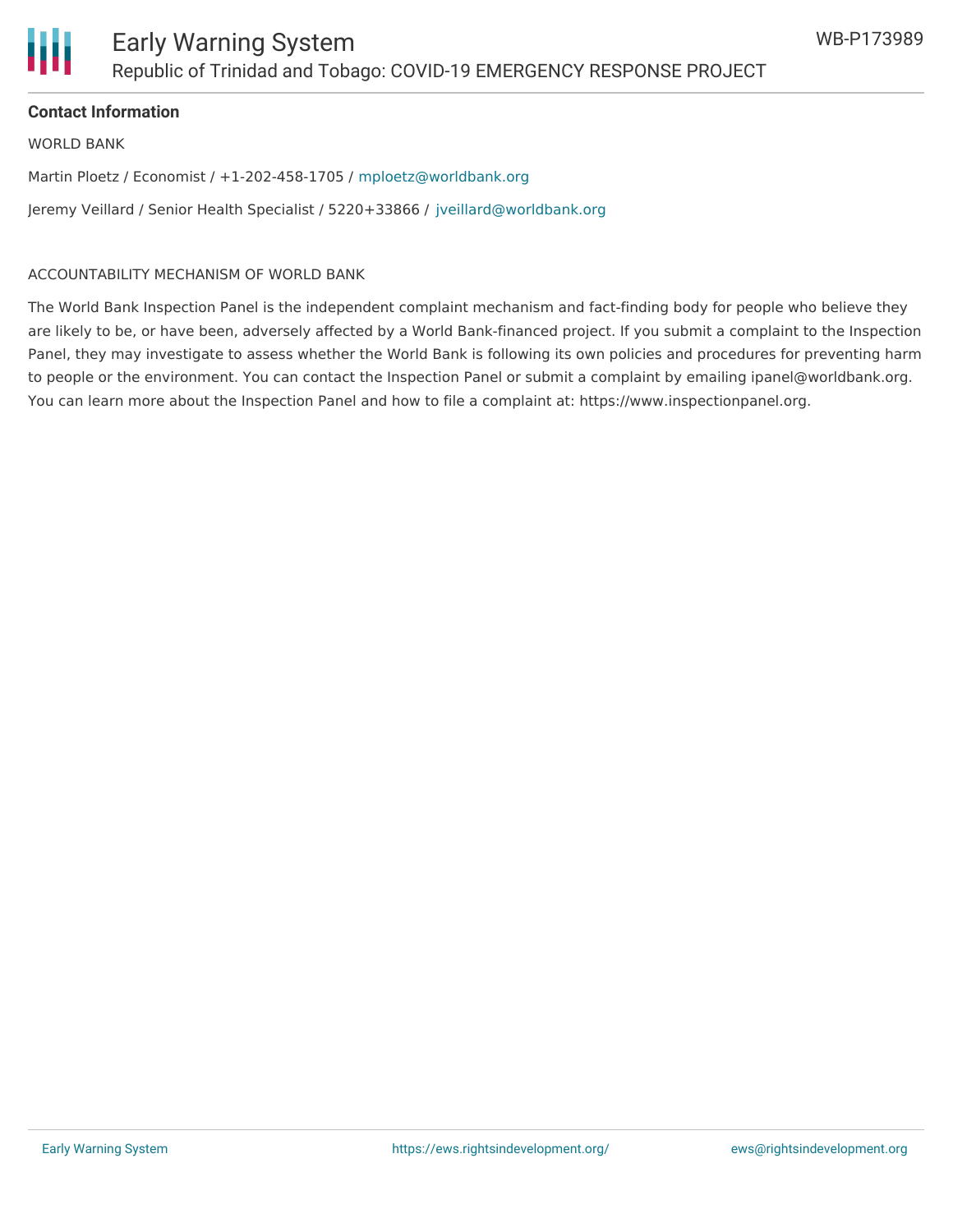**Contact Information**

WORLD BANK

Martin Ploetz / Economist / +1-202-458-1705 / mploetz@worldbank.org

Jeremy Veillard / Senior Health Specialist / 5220+33866 / jveillard@worldbank.org

ACCOUNTABILITY MECHANISM OF WORLD BANK

The World Bank Inspection Panel is the independent complaint mechanism and fact-finding body for people who believe they are likely to be, or have been, adversely affected by a World Bank-financed project. If you submit a complaint to the Inspection Panel, they may investigate to assess whether the World Bank is following its own policies and procedures for preventing harm to people or the environment. You can contact the Inspection Panel or submit a complaint by emailing ipanel@worldbank.org. You can learn more about the Inspection Panel and how to file a complaint at: https://www.inspectionpanel.org.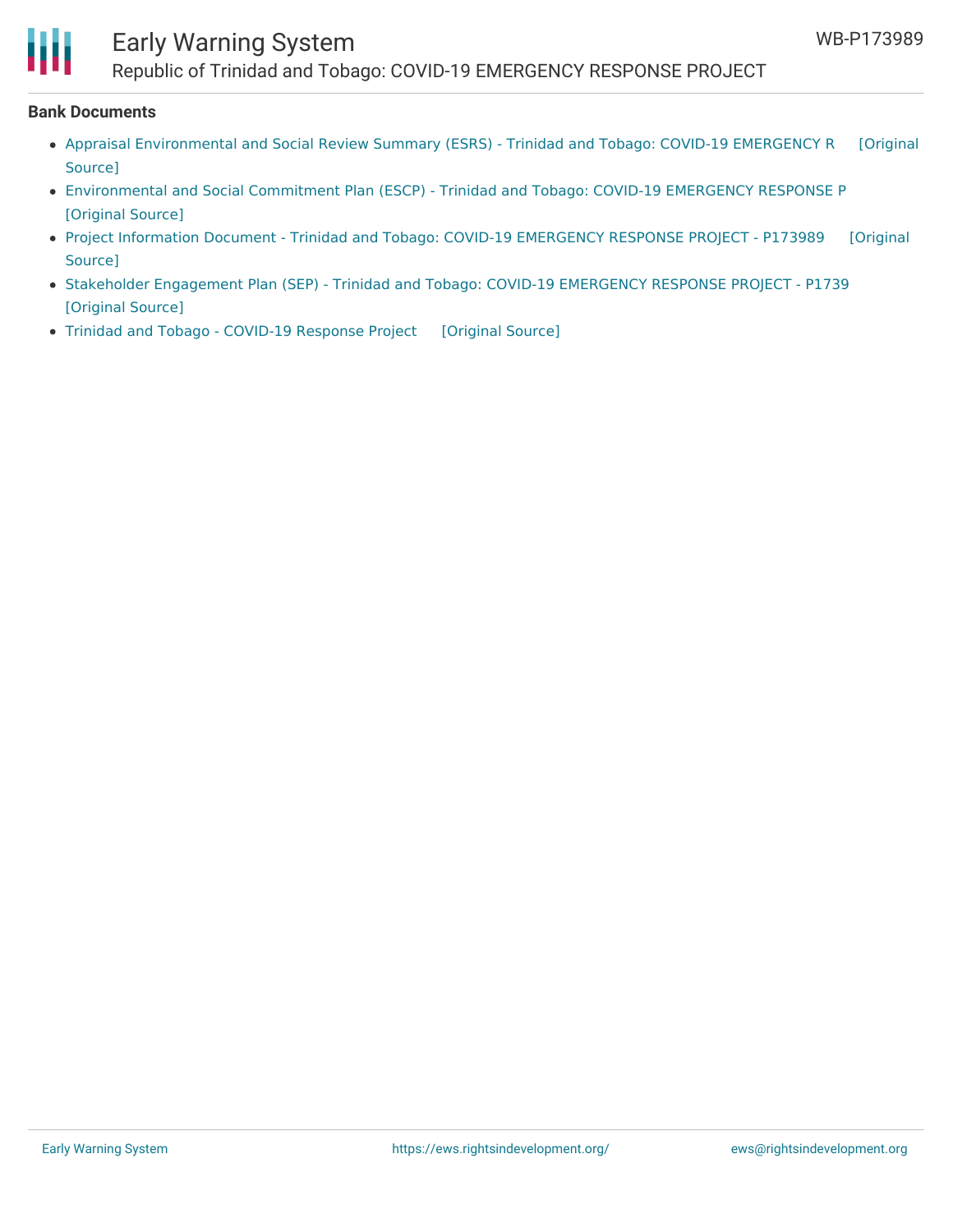**Bank Documents**

- Appraisal Environmental and Social Review Summary (ESRS) - Trinidad and Tobago: COVID-19 EMERGENCY R [Original Source]
- Environmental and Social Commitment Plan (ESCP) - Trinidad and Tobago: COVID-19 EMERGENCY RESPONSE P [Original Source]
- Project Information Document - Trinidad and Tobago: COVID-19 EMERGENCY RESPONSE PROJECT - P173989 [Original Source]
- Stakeholder Engagement Plan (SEP) - Trinidad and Tobago: COVID-19 EMERGENCY RESPONSE PROJECT - P1739 [Original Source]
- Trinidad and Tobago - COVID-19 Response Project [Original Source]